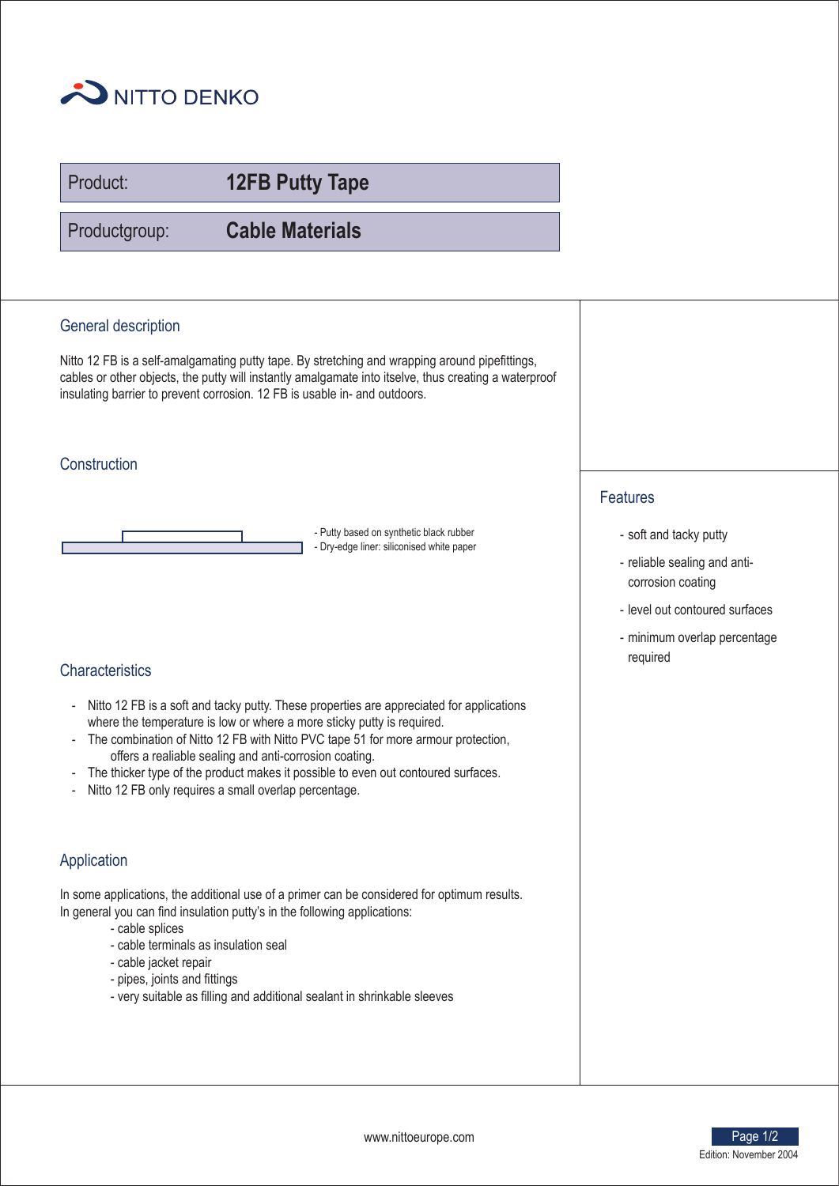NITTO DENKO

**Product:** **12FB Putty Tape**

**Productgroup:** **Cable Materials**

## General description

Nitto 12 FB is a self-amalgamating putty tape. By stretching and wrapping around pipefittings, cables or other objects, the putty will instantly amalgamate into itself, thus creating a waterproof insulating barrier to prevent corrosion. 12 FB is usable in- and outdoors.

## Construction

- Putty based on synthetic black rubber
- Dry-edge liner: siliconised white paper

## Characteristics

- Nitto 12 FB is a soft and tacky putty. These properties are appreciated for applications where the temperature is low or where a more sticky putty is required.
- The combination of Nitto 12 FB with Nitto PVC tape 51 for more armour protection, offers a realiable sealing and anti-corrosion coating.
- The thicker type of the product makes it possible to even out contoured surfaces.
- Nitto 12 FB only requires a small overlap percentage.

## Application

In some applications, the additional use of a primer can be considered for optimum results.
In general you can find insulation putty's in the following applications:

- cable splices
- cable terminals as insulation seal
- cable jacket repair
- pipes, joints and fittings
- very suitable as filling and additional sealant in shrinkable sleeves

## Features

- soft and tacky putty
- reliable sealing and anti-corrosion coating
- level out contoured surfaces
- minimum overlap percentage required

www.nittoeurope.com

Edition: November 2004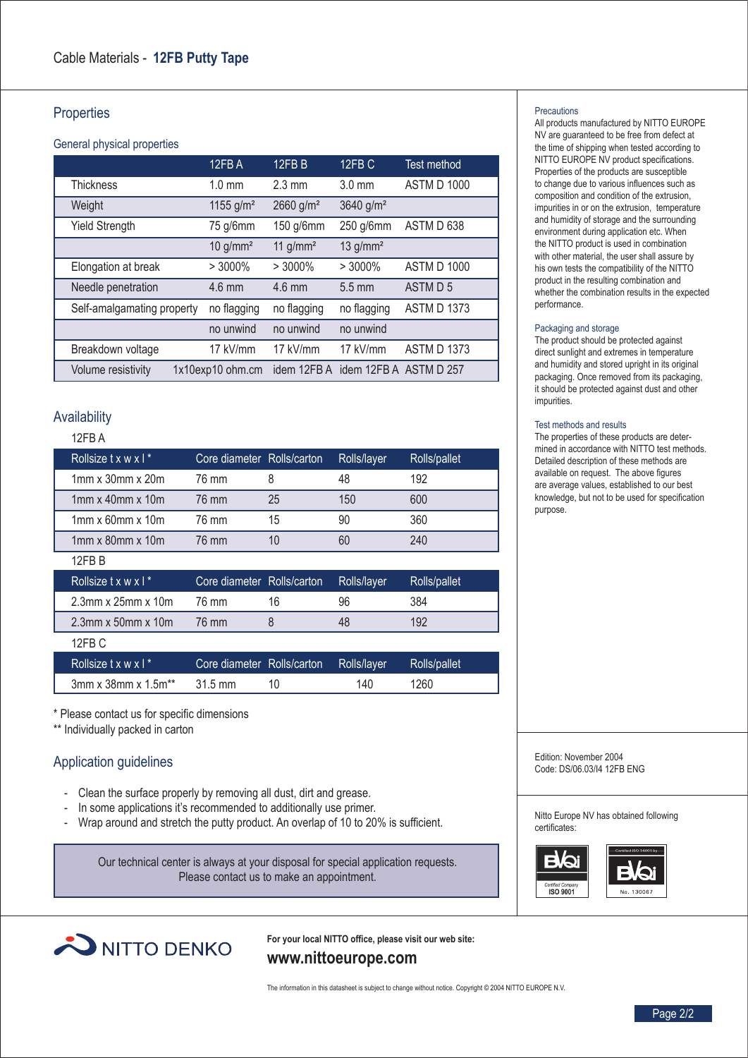Cable Materials - **12FB Putty Tape**

## Properties

### General physical properties

| | 12FB A | 12FB B | 12FB C | Test method |
|---|---|---|---|---|
| Thickness | 1.0 mm | 2.3 mm | 3.0 mm | ASTM D 1000 |
| Weight | 1155 g/m² | 2660 g/m² | 3640 g/m² | |
| Yield Strength | 75 g/6mm | 150 g/6mm | 250 g/6mm | ASTM D 638 |
| | 10 g/mm² | 11 g/mm² | 13 g/mm² | |
| Elongation at break | > 3000% | > 3000% | > 3000% | ASTM D 1000 |
| Needle penetration | 4.6 mm | 4.6 mm | 5.5 mm | ASTM D 5 |
| Self-amalgamating property | no flagging | no flagging | no flagging | ASTM D 1373 |
| | no unwind | no unwind | no unwind | |
| Breakdown voltage | 17 kV/mm | 17 kV/mm | 17 kV/mm | ASTM D 1373 |
| Volume resistivity | 1x10exp10 ohm.cm | idem 12FB A | idem 12FB A | ASTM D 257 |

## Availability

12FB A

| Rollsize t x w x l * | Core diameter | Rolls/carton | Rolls/layer | Rolls/pallet |
|---|---|---|---|---|
| 1mm x 30mm x 20m | 76 mm | 8 | 48 | 192 |
| 1mm x 40mm x 10m | 76 mm | 25 | 150 | 600 |
| 1mm x 60mm x 10m | 76 mm | 15 | 90 | 360 |
| 1mm x 80mm x 10m | 76 mm | 10 | 60 | 240 |

12FB B

| Rollsize t x w x l * | Core diameter | Rolls/carton | Rolls/layer | Rolls/pallet |
|---|---|---|---|---|
| 2.3mm x 25mm x 10m | 76 mm | 16 | 96 | 384 |
| 2.3mm x 50mm x 10m | 76 mm | 8 | 48 | 192 |

12FB C

| Rollsize t x w x l * | Core diameter | Rolls/carton | Rolls/layer | Rolls/pallet |
|---|---|---|---|---|
| 3mm x 38mm x 1.5m** | 31.5 mm | 10 | 140 | 1260 |

\* Please contact us for specific dimensions

\** Individually packed in carton

## Application guidelines

- Clean the surface properly by removing all dust, dirt and grease.
- In some applications it's recommended to additionally use primer.
- Wrap around and stretch the putty product. An overlap of 10 to 20% is sufficient.

Our technical center is always at your disposal for special application requests. Please contact us to make an appointment.

### Precautions

All products manufactured by NITTO EUROPE NV are guaranteed to be free from defect at the time of shipping when tested according to NITTO EUROPE NV product specifications. Properties of the products are susceptible to change due to various influences such as composition and condition of the extrusion, impurities in or on the extrusion, temperature and humidity of storage and the surrounding environment during application etc. When the NITTO product is used in combination with other material, the user shall assure by his own tests the compatibility of the NITTO product in the resulting combination and whether the combination results in the expected performance.

### Packaging and storage

The product should be protected against direct sunlight and extremes in temperature and humidity and stored upright in its original packaging. Once removed from its packaging, it should be protected against dust and other impurities.

### Test methods and results

The properties of these products are determined in accordance with NITTO test methods. Detailed description of these methods are available on request. The above figures are average values, established to our best knowledge, but not to be used for specification purpose.

Edition: November 2004
Code: DS/06.03/I4 12FB ENG

Nitto Europe NV has obtained following certificates:

Certified Company ISO 9001

Certified ISO 14001 by No. 130067

NITTO DENKO

**For your local NITTO office, please visit our web site:**
**www.nittoeurope.com**

The information in this datasheet is subject to change without notice. Copyright © 2004 NITTO EUROPE N.V.